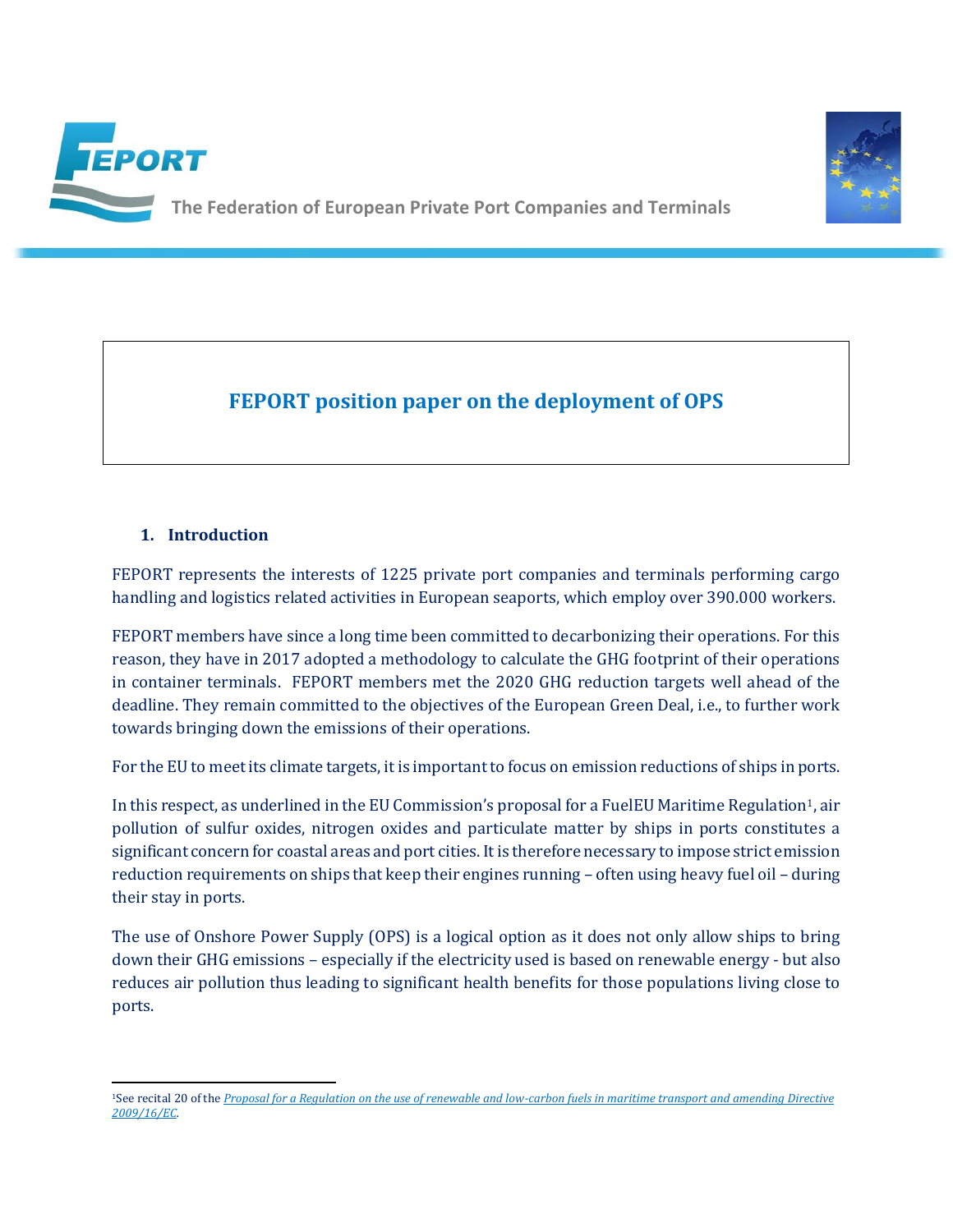**The Federation of European Private Port Companies and Terminals**

# FEPORT position paper on the deployment of OPS

## 1. Introduction

FEPORT represents the interests of 1225 private port companies and terminals performing cargo handling and logistics related activities in European seaports, which employ over 390.000 workers.

FEPORT members have since a long time been committed to decarbonizing their operations. For this reason, they have in 2017 adopted a methodology to calculate the GHG footprint of their operations in container terminals. FEPORT members met the 2020 GHG reduction targets well ahead of the deadline. They remain committed to the objectives of the European Green Deal, i.e., to further work towards bringing down the emissions of their operations.

For the EU to meet its climate targets, it is important to focus on emission reductions of ships in ports.

In this respect, as underlined in the EU Commission's proposal for a FuelEU Maritime Regulation[1], air pollution of sulfur oxides, nitrogen oxides and particulate matter by ships in ports constitutes a significant concern for coastal areas and port cities. It is therefore necessary to impose strict emission reduction requirements on ships that keep their engines running – often using heavy fuel oil – during their stay in ports.

The use of Onshore Power Supply (OPS) is a logical option as it does not only allow ships to bring down their GHG emissions – especially if the electricity used is based on renewable energy - but also reduces air pollution thus leading to significant health benefits for those populations living close to ports.

---

[1] See recital 20 of the *Proposal for a Regulation on the use of renewable and low-carbon fuels in maritime transport and amending Directive 2009/16/EC*.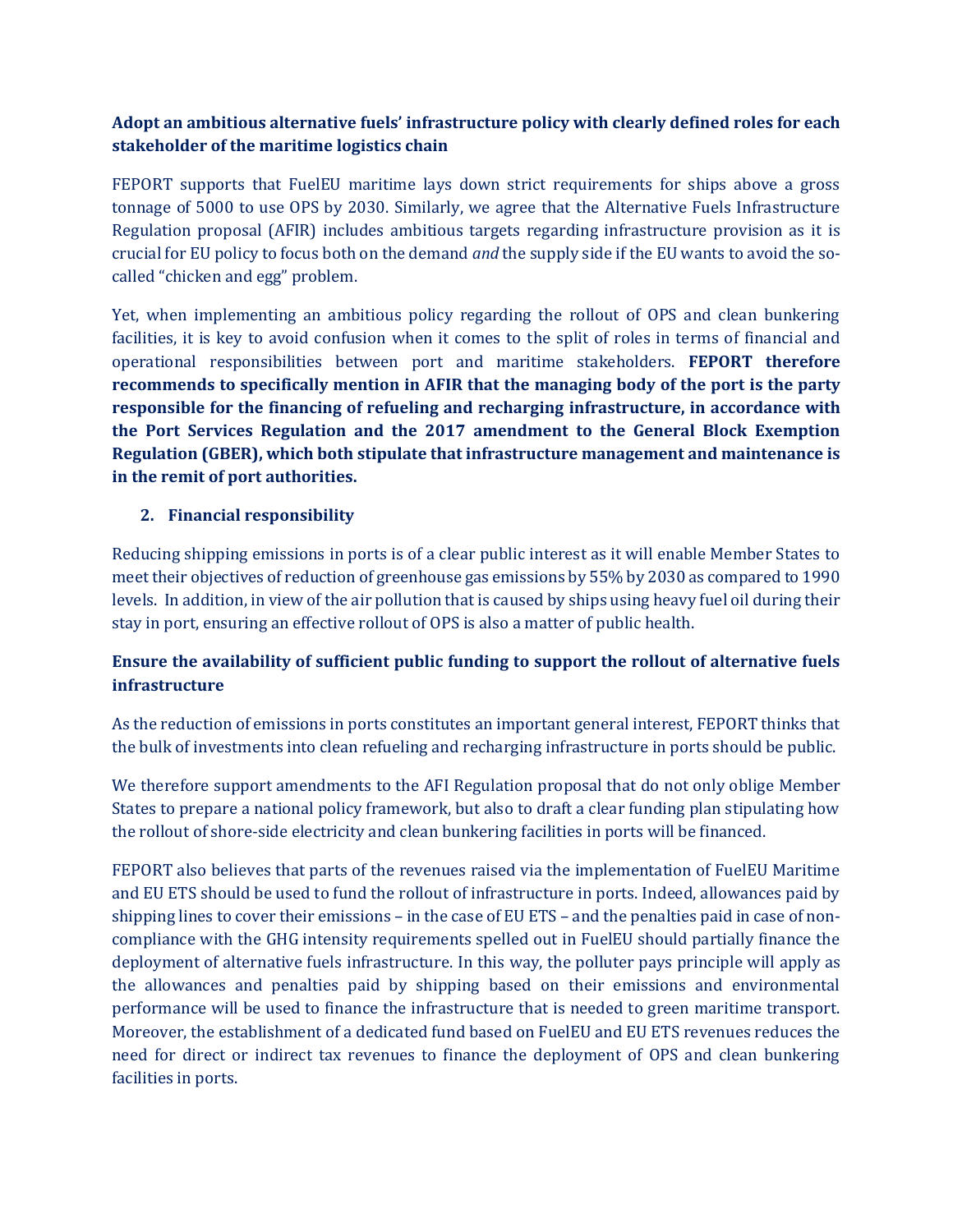**Adopt an ambitious alternative fuels' infrastructure policy with clearly defined roles for each stakeholder of the maritime logistics chain**

FEPORT supports that FuelEU maritime lays down strict requirements for ships above a gross tonnage of 5000 to use OPS by 2030. Similarly, we agree that the Alternative Fuels Infrastructure Regulation proposal (AFIR) includes ambitious targets regarding infrastructure provision as it is crucial for EU policy to focus both on the demand *and* the supply side if the EU wants to avoid the so-called "chicken and egg" problem.

Yet, when implementing an ambitious policy regarding the rollout of OPS and clean bunkering facilities, it is key to avoid confusion when it comes to the split of roles in terms of financial and operational responsibilities between port and maritime stakeholders. **FEPORT therefore recommends to specifically mention in AFIR that the managing body of the port is the party responsible for the financing of refueling and recharging infrastructure, in accordance with the Port Services Regulation and the 2017 amendment to the General Block Exemption Regulation (GBER), which both stipulate that infrastructure management and maintenance is in the remit of port authorities.**

## 2. Financial responsibility

Reducing shipping emissions in ports is of a clear public interest as it will enable Member States to meet their objectives of reduction of greenhouse gas emissions by 55% by 2030 as compared to 1990 levels. In addition, in view of the air pollution that is caused by ships using heavy fuel oil during their stay in port, ensuring an effective rollout of OPS is also a matter of public health.

**Ensure the availability of sufficient public funding to support the rollout of alternative fuels infrastructure**

As the reduction of emissions in ports constitutes an important general interest, FEPORT thinks that the bulk of investments into clean refueling and recharging infrastructure in ports should be public.

We therefore support amendments to the AFI Regulation proposal that do not only oblige Member States to prepare a national policy framework, but also to draft a clear funding plan stipulating how the rollout of shore-side electricity and clean bunkering facilities in ports will be financed.

FEPORT also believes that parts of the revenues raised via the implementation of FuelEU Maritime and EU ETS should be used to fund the rollout of infrastructure in ports. Indeed, allowances paid by shipping lines to cover their emissions – in the case of EU ETS – and the penalties paid in case of non-compliance with the GHG intensity requirements spelled out in FuelEU should partially finance the deployment of alternative fuels infrastructure. In this way, the polluter pays principle will apply as the allowances and penalties paid by shipping based on their emissions and environmental performance will be used to finance the infrastructure that is needed to green maritime transport. Moreover, the establishment of a dedicated fund based on FuelEU and EU ETS revenues reduces the need for direct or indirect tax revenues to finance the deployment of OPS and clean bunkering facilities in ports.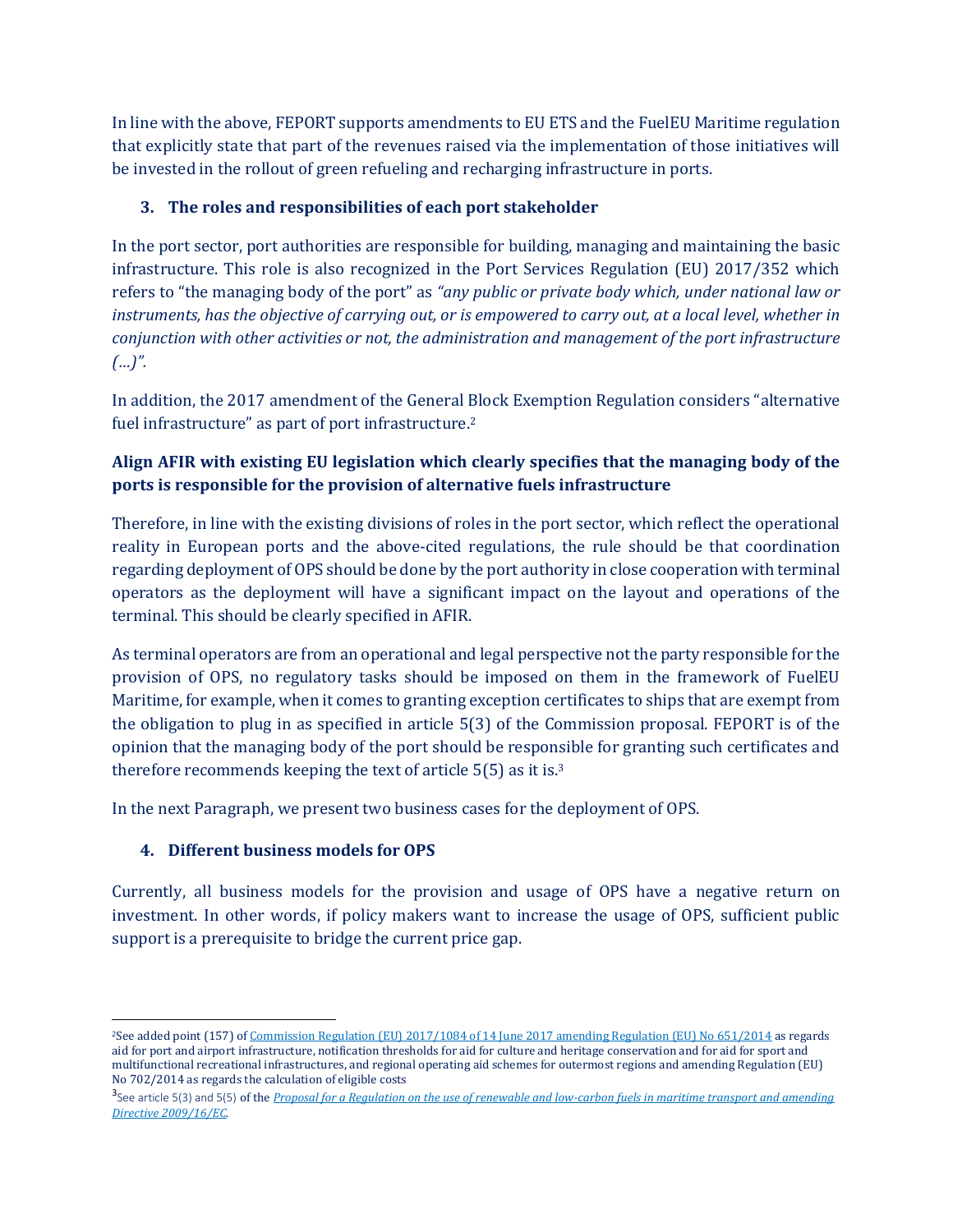In line with the above, FEPORT supports amendments to EU ETS and the FuelEU Maritime regulation that explicitly state that part of the revenues raised via the implementation of those initiatives will be invested in the rollout of green refueling and recharging infrastructure in ports.

### 3. The roles and responsibilities of each port stakeholder

In the port sector, port authorities are responsible for building, managing and maintaining the basic infrastructure. This role is also recognized in the Port Services Regulation (EU) 2017/352 which refers to "the managing body of the port" as *"any public or private body which, under national law or instruments, has the objective of carrying out, or is empowered to carry out, at a local level, whether in conjunction with other activities or not, the administration and management of the port infrastructure (…)".*

In addition, the 2017 amendment of the General Block Exemption Regulation considers "alternative fuel infrastructure" as part of port infrastructure.[2]

**Align AFIR with existing EU legislation which clearly specifies that the managing body of the ports is responsible for the provision of alternative fuels infrastructure**

Therefore, in line with the existing divisions of roles in the port sector, which reflect the operational reality in European ports and the above-cited regulations, the rule should be that coordination regarding deployment of OPS should be done by the port authority in close cooperation with terminal operators as the deployment will have a significant impact on the layout and operations of the terminal. This should be clearly specified in AFIR.

As terminal operators are from an operational and legal perspective not the party responsible for the provision of OPS, no regulatory tasks should be imposed on them in the framework of FuelEU Maritime, for example, when it comes to granting exception certificates to ships that are exempt from the obligation to plug in as specified in article 5(3) of the Commission proposal. FEPORT is of the opinion that the managing body of the port should be responsible for granting such certificates and therefore recommends keeping the text of article 5(5) as it is.[3]

In the next Paragraph, we present two business cases for the deployment of OPS.

### 4. Different business models for OPS

Currently, all business models for the provision and usage of OPS have a negative return on investment. In other words, if policy makers want to increase the usage of OPS, sufficient public support is a prerequisite to bridge the current price gap.

---

[2]See added point (157) of Commission Regulation (EU) 2017/1084 of 14 June 2017 amending Regulation (EU) No 651/2014 as regards aid for port and airport infrastructure, notification thresholds for aid for culture and heritage conservation and for aid for sport and multifunctional recreational infrastructures, and regional operating aid schemes for outermost regions and amending Regulation (EU) No 702/2014 as regards the calculation of eligible costs

[3]See article 5(3) and 5(5) of the *Proposal for a Regulation on the use of renewable and low-carbon fuels in maritime transport and amending Directive 2009/16/EC.*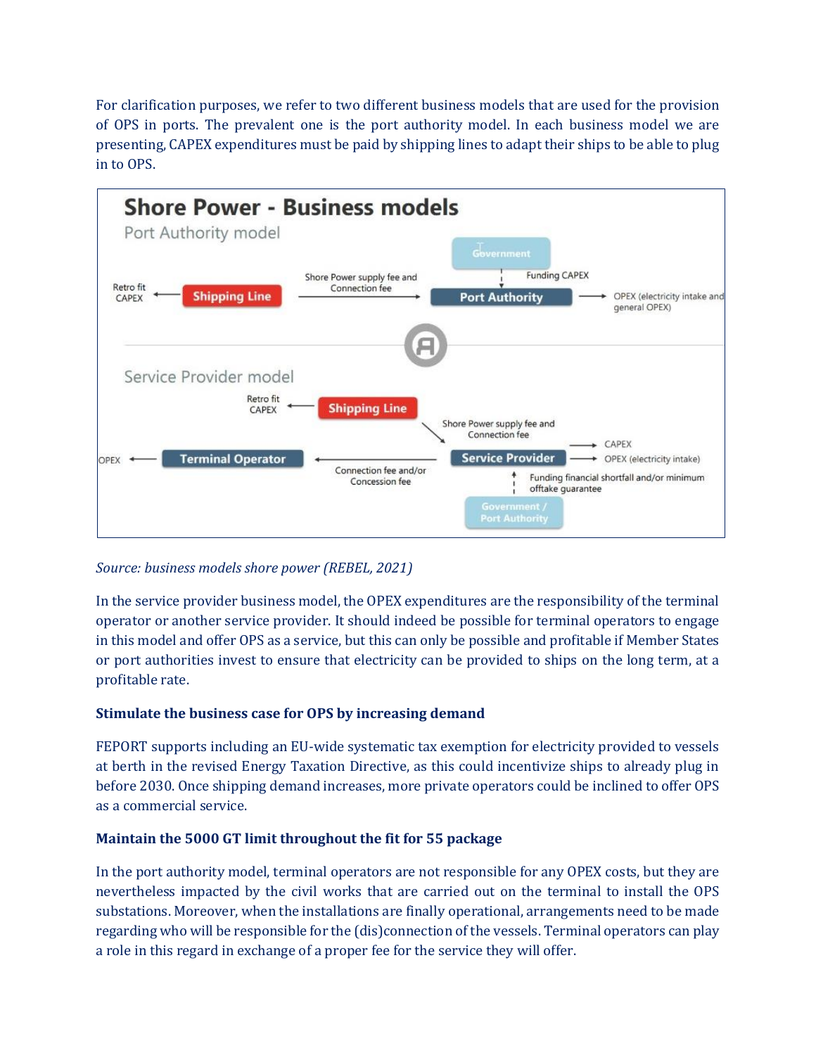For clarification purposes, we refer to two different business models that are used for the provision of OPS in ports. The prevalent one is the port authority model. In each business model we are presenting, CAPEX expenditures must be paid by shipping lines to adapt their ships to be able to plug in to OPS.

Shore Power - Business models

Port Authority model

Government

Funding CAPEX

Retro fit CAPEX

Shipping Line

Shore Power supply fee and Connection fee

Port Authority

OPEX (electricity intake and general OPEX)

Service Provider model

Retro fit CAPEX

Shipping Line

Shore Power supply fee and Connection fee

OPEX

Terminal Operator

Connection fee and/or Concession fee

Service Provider

CAPEX

OPEX (electricity intake)

Funding financial shortfall and/or minimum offtake guarantee

Government / Port Authority

*Source: business models shore power (REBEL, 2021)*

In the service provider business model, the OPEX expenditures are the responsibility of the terminal operator or another service provider. It should indeed be possible for terminal operators to engage in this model and offer OPS as a service, but this can only be possible and profitable if Member States or port authorities invest to ensure that electricity can be provided to ships on the long term, at a profitable rate.

**Stimulate the business case for OPS by increasing demand**

FEPORT supports including an EU-wide systematic tax exemption for electricity provided to vessels at berth in the revised Energy Taxation Directive, as this could incentivize ships to already plug in before 2030. Once shipping demand increases, more private operators could be inclined to offer OPS as a commercial service.

**Maintain the 5000 GT limit throughout the fit for 55 package**

In the port authority model, terminal operators are not responsible for any OPEX costs, but they are nevertheless impacted by the civil works that are carried out on the terminal to install the OPS substations. Moreover, when the installations are finally operational, arrangements need to be made regarding who will be responsible for the (dis)connection of the vessels. Terminal operators can play a role in this regard in exchange of a proper fee for the service they will offer.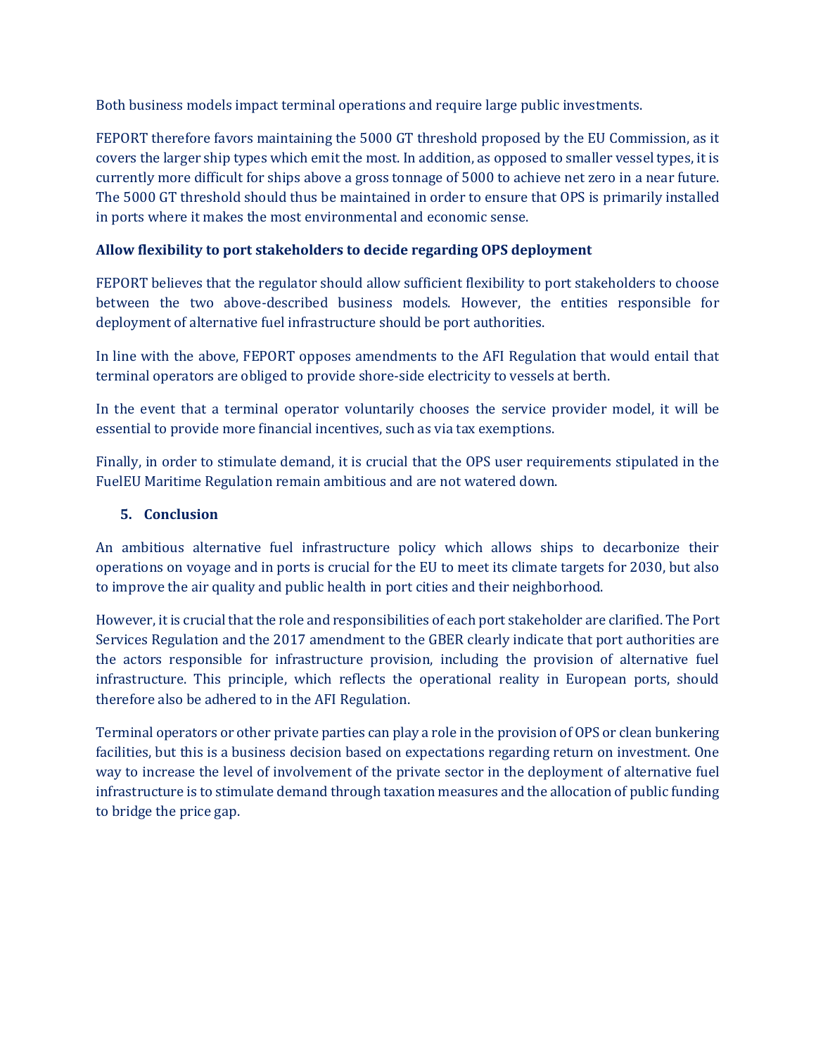Both business models impact terminal operations and require large public investments.

FEPORT therefore favors maintaining the 5000 GT threshold proposed by the EU Commission, as it covers the larger ship types which emit the most. In addition, as opposed to smaller vessel types, it is currently more difficult for ships above a gross tonnage of 5000 to achieve net zero in a near future. The 5000 GT threshold should thus be maintained in order to ensure that OPS is primarily installed in ports where it makes the most environmental and economic sense.

**Allow flexibility to port stakeholders to decide regarding OPS deployment**

FEPORT believes that the regulator should allow sufficient flexibility to port stakeholders to choose between the two above-described business models. However, the entities responsible for deployment of alternative fuel infrastructure should be port authorities.

In line with the above, FEPORT opposes amendments to the AFI Regulation that would entail that terminal operators are obliged to provide shore-side electricity to vessels at berth.

In the event that a terminal operator voluntarily chooses the service provider model, it will be essential to provide more financial incentives, such as via tax exemptions.

Finally, in order to stimulate demand, it is crucial that the OPS user requirements stipulated in the FuelEU Maritime Regulation remain ambitious and are not watered down.

## 5. Conclusion

An ambitious alternative fuel infrastructure policy which allows ships to decarbonize their operations on voyage and in ports is crucial for the EU to meet its climate targets for 2030, but also to improve the air quality and public health in port cities and their neighborhood.

However, it is crucial that the role and responsibilities of each port stakeholder are clarified. The Port Services Regulation and the 2017 amendment to the GBER clearly indicate that port authorities are the actors responsible for infrastructure provision, including the provision of alternative fuel infrastructure. This principle, which reflects the operational reality in European ports, should therefore also be adhered to in the AFI Regulation.

Terminal operators or other private parties can play a role in the provision of OPS or clean bunkering facilities, but this is a business decision based on expectations regarding return on investment. One way to increase the level of involvement of the private sector in the deployment of alternative fuel infrastructure is to stimulate demand through taxation measures and the allocation of public funding to bridge the price gap.